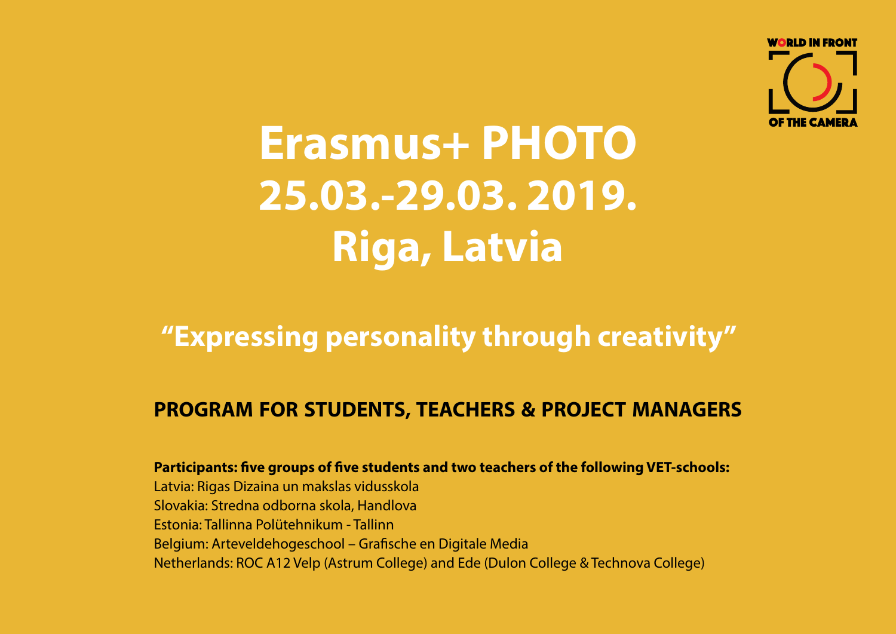WORLD IN FRONT OF THE CAMERA

# Erasmus+ PHOTO 25.03.-29.03. 2019. Riga, Latvia

## "Expressing personality through creativity"

### PROGRAM FOR STUDENTS, TEACHERS & PROJECT MANAGERS

**Participants: five groups of five students and two teachers of the following VET-schools:**

Latvia: Rigas Dizaina un makslas vidusskola
Slovakia: Stredna odborna skola, Handlova
Estonia: Tallinna Polütehnikum - Tallinn
Belgium: Arteveldehogeschool – Grafische en Digitale Media
Netherlands: ROC A12 Velp (Astrum College) and Ede (Dulon College & Technova College)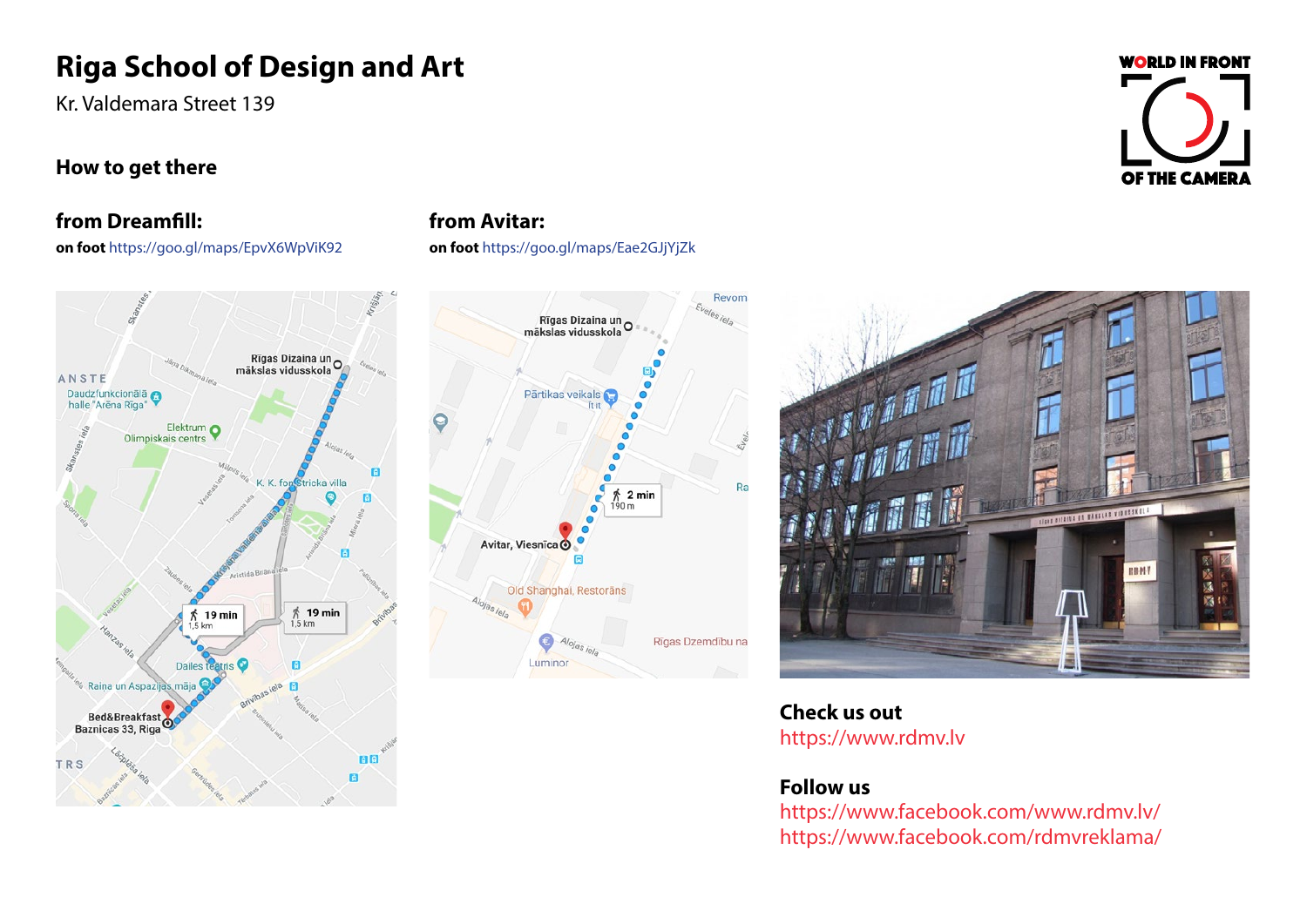# Riga School of Design and Art

Kr. Valdemara Street 139

## How to get there

### from Dreamfill:

**on foot** https://goo.gl/maps/EpvX6WpViK92

### from Avitar:

**on foot** https://goo.gl/maps/Eae2GJjYjZk

### Check us out

https://www.rdmv.lv

### Follow us

https://www.facebook.com/www.rdmv.lv/

https://www.facebook.com/rdmvreklama/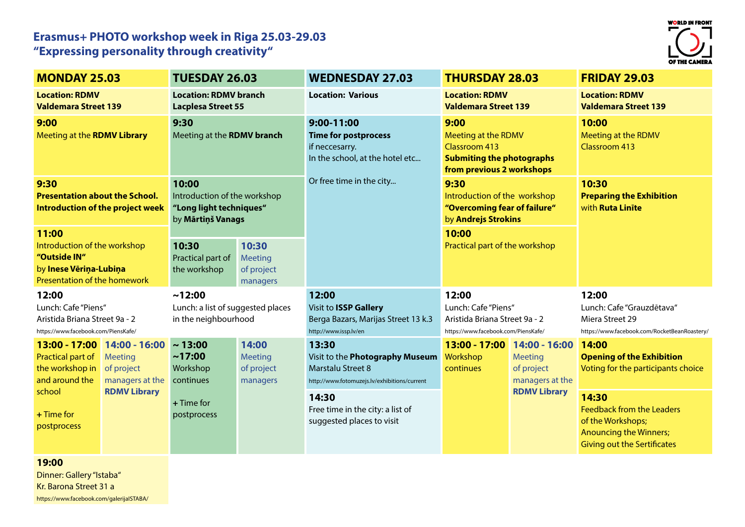# Erasmus+ PHOTO workshop week in Riga 25.03-29.03
## "Expressing personality through creativity"

WORLD IN FRONT OF THE CAMERA

| MONDAY 25.03 | TUESDAY 26.03 | WEDNESDAY 27.03 | THURSDAY 28.03 | FRIDAY 29.03 |
|---|---|---|---|---|
| **Location: RDMV Valdemara Street 139** | **Location: RDMV branch Lacplesa Street 55** | **Location: Various** | **Location: RDMV Valdemara Street 139** | **Location: RDMV Valdemara Street 139** |
| **9:00** Meeting at the **RDMV Library** | **9:30** Meeting at the **RDMV branch** | **9:00-11:00** **Time for postprocess** if neccesarry. In the school, at the hotel etc… | **9:00** Meeting at the RDMV Classroom 413 **Submiting the photographs from previous 2 workshops** | **10:00** Meeting at the RDMV Classroom 413 |
| **9:30** **Presentation about the School. Introduction of the project week** | **10:00** Introduction of the workshop **"Long light techniques"** by **Mārtiņš Vanags** | Or free time in the city… | **9:30** Introduction of the workshop **"Overcoming fear of failure"** by **Andrejs Strokins** | **10:30** **Preparing the Exhibition** with **Ruta Linite** |
| **11:00** Introduction of the workshop **"Outside IN"** by **Inese Vēriņa-Lubiņa** Presentation of the homework | **10:30** Practical part of the workshop / **10:30** Meeting of project managers | | **10:00** Practical part of the workshop | |
| **12:00** Lunch: Cafe "Piens" Aristida Briana Street 9a - 2 https://www.facebook.com/PiensKafe/ | **~12:00** Lunch: a list of suggested places in the neighbourhood | **12:00** Visit to **ISSP Gallery** Berga Bazars, Marijas Street 13 k.3 http://www.issp.lv/en | **12:00** Lunch: Cafe "Piens" Aristida Briana Street 9a - 2 https://www.facebook.com/PiensKafe/ | **12:00** Lunch: Cafe "Grauzdētava" Miera Street 29 https://www.facebook.com/RocketBeanRoastery/ |
| **13:00 - 17:00** Practical part of the workshop in and around the school + Time for postprocess / **14:00 - 16:00** Meeting of project managers at the **RDMV Library** | **~ 13:00 ~17:00** Workshop continues + Time for postprocess / **14:00** Meeting of project managers | **13:30** Visit to the **Photography Museum** Marstalu Street 8 http://www.fotomuzejs.lv/exhibitions/current | **13:00 - 17:00** Workshop continues / **14:00 - 16:00** Meeting of project managers at the **RDMV Library** | **14:00** **Opening of the Exhibition** Voting for the participants choice |
| | | **14:30** Free time in the city: a list of suggested places to visit | | **14:30** Feedback from the Leaders of the Workshops; Anouncing the Winners; Giving out the Sertificates |
| **19:00** Dinner: Gallery "Istaba" Kr. Barona Street 31 a https://www.facebook.com/galerijaISTABA/ | | | | |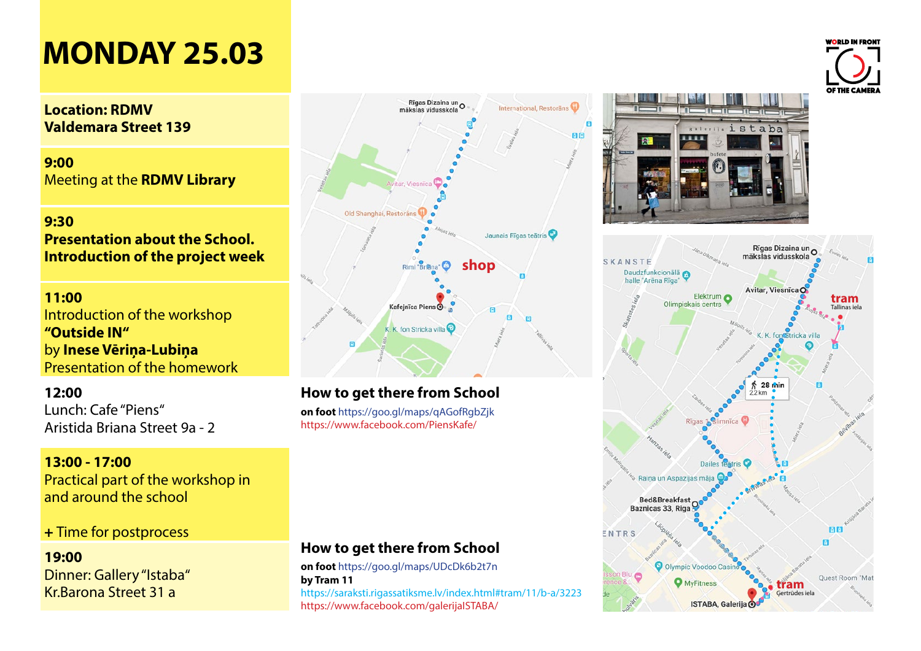# MONDAY 25.03

**Location: RDMV**
**Valdemara Street 139**

**9:00**
Meeting at the **RDMV Library**

**9:30**
**Presentation about the School.**
**Introduction of the project week**

**11:00**
Introduction of the workshop
**"Outside IN"**
by **Inese Vēriņa-Lubiņa**
Presentation of the homework

**12:00**
Lunch: Cafe "Piens"
Aristida Briana Street 9a - 2

**13:00 - 17:00**
Practical part of the workshop in and around the school

+ Time for postprocess

**19:00**
Dinner: Gallery "Istaba"
Kr.Barona Street 31 a

## How to get there from School

**on foot** https://goo.gl/maps/qAGofRgbZjk
https://www.facebook.com/PiensKafe/

## How to get there from School

**on foot** https://goo.gl/maps/UDcDk6b2t7n
**by Tram 11**
https://saraksti.rigassatiksme.lv/index.html#tram/11/b-a/3223
https://www.facebook.com/galerijaISTABA/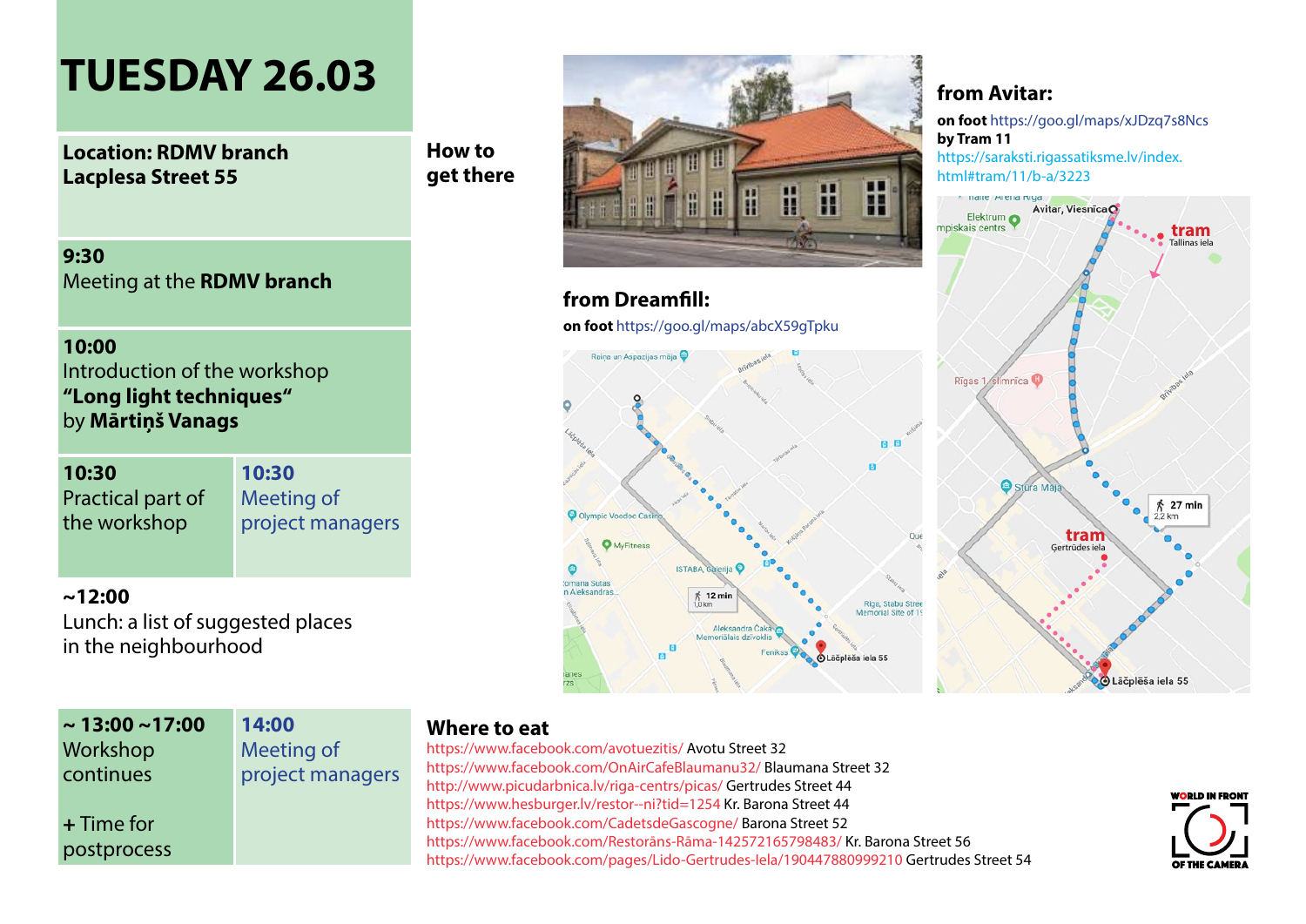# TUESDAY 26.03

**Location: RDMV branch**
**Lacplesa Street 55**

**9:30**
Meeting at the **RDMV branch**

**10:00**
Introduction of the workshop
**"Long light techniques"**
by **Mārtiņš Vanags**

| | |
|---|---|
| **10:30**<br>Practical part of the workshop | **10:30**<br>Meeting of project managers |

**~12:00**
Lunch: a list of suggested places in the neighbourhood

| | |
|---|---|
| **~ 13:00 ~17:00**<br>Workshop continues<br><br>+ Time for postprocess | **14:00**<br>Meeting of project managers |

## How to get there

### from Dreamfill:

**on foot** https://goo.gl/maps/abcX59gTpku

### from Avitar:

**on foot** https://goo.gl/maps/xJDzq7s8Ncs
**by Tram 11**
https://saraksti.rigassatiksme.lv/index.html#tram/11/b-a/3223

## Where to eat

https://www.facebook.com/avotuezitis/ Avotu Street 32
https://www.facebook.com/OnAirCafeBlaumanu32/ Blaumana Street 32
http://www.picudarbnica.lv/riga-centrs/picas/ Gertrudes Street 44
https://www.hesburger.lv/restor--ni?tid=1254 Kr. Barona Street 44
https://www.facebook.com/CadetsdeGascogne/ Barona Street 52
https://www.facebook.com/Restorāns-Rāma-142572165798483/ Kr. Barona Street 56
https://www.facebook.com/pages/Lido-Gertrudes-Iela/190447880999210 Gertrudes Street 54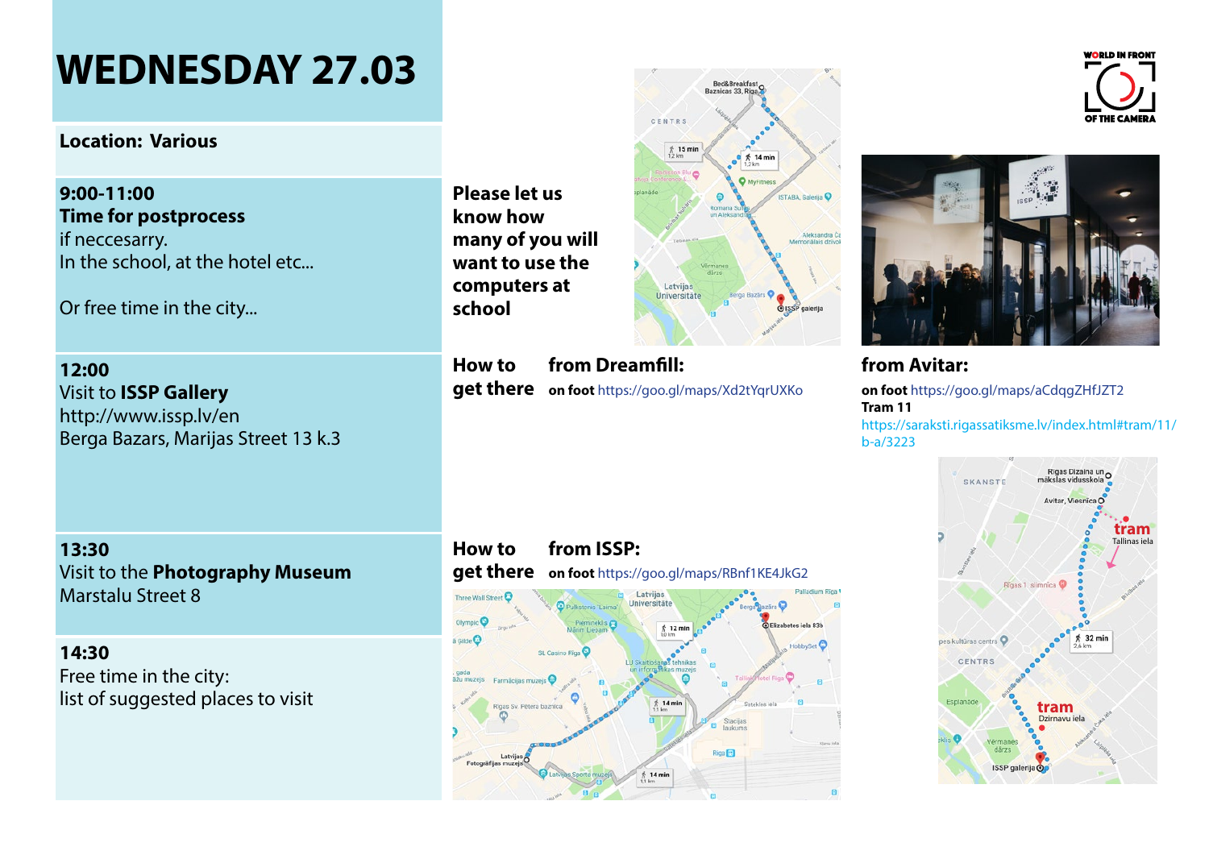# WEDNESDAY 27.03

**Location: Various**

**9:00-11:00**
**Time for postprocess**
if neccesarry.
In the school, at the hotel etc...

Or free time in the city...

**Please let us know how many of you will want to use the computers at school**

**12:00**
Visit to **ISSP Gallery**
http://www.issp.lv/en
Berga Bazars, Marijas Street 13 k.3

**How to get there**

**from Dreamfill:**
**on foot** https://goo.gl/maps/Xd2tYqrUXKo

**from Avitar:**
**on foot** https://goo.gl/maps/aCdqgZHfJZT2
**Tram 11**
https://saraksti.rigassatiksme.lv/index.html#tram/11/b-a/3223

**13:30**
Visit to the **Photography Museum**
Marstalu Street 8

**How to get there**

**from ISSP:**
**on foot** https://goo.gl/maps/RBnf1KE4JkG2

**14:30**
Free time in the city:
list of suggested places to visit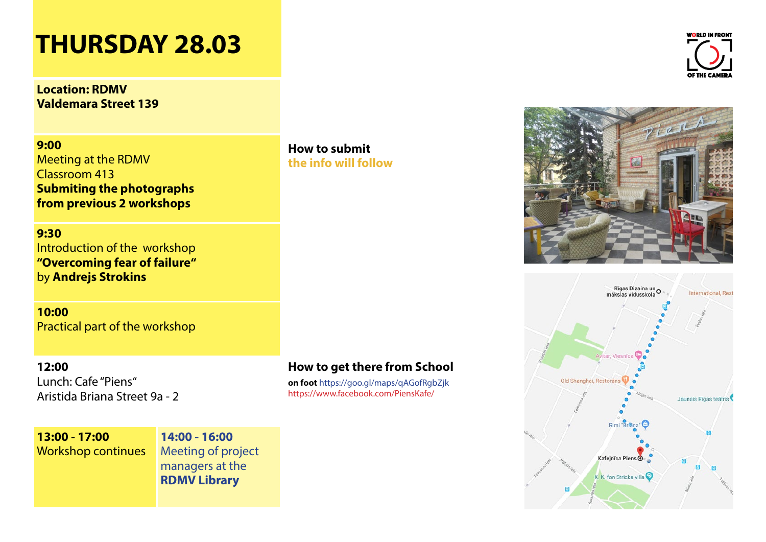# THURSDAY 28.03

**Location: RDMV**
**Valdemara Street 139**

**9:00**
Meeting at the RDMV
Classroom 413
**Submiting the photographs from previous 2 workshops**

**How to submit**
**the info will follow**

**9:30**
Introduction of the workshop
**"Overcoming fear of failure"**
by **Andrejs Strokins**

**10:00**
Practical part of the workshop

**12:00**
Lunch: Cafe "Piens"
Aristida Briana Street 9a - 2

**How to get there from School**

**on foot** https://goo.gl/maps/qAGofRgbZjk
https://www.facebook.com/PiensKafe/

**13:00 - 17:00**
Workshop continues

**14:00 - 16:00**
Meeting of project managers at the **RDMV Library**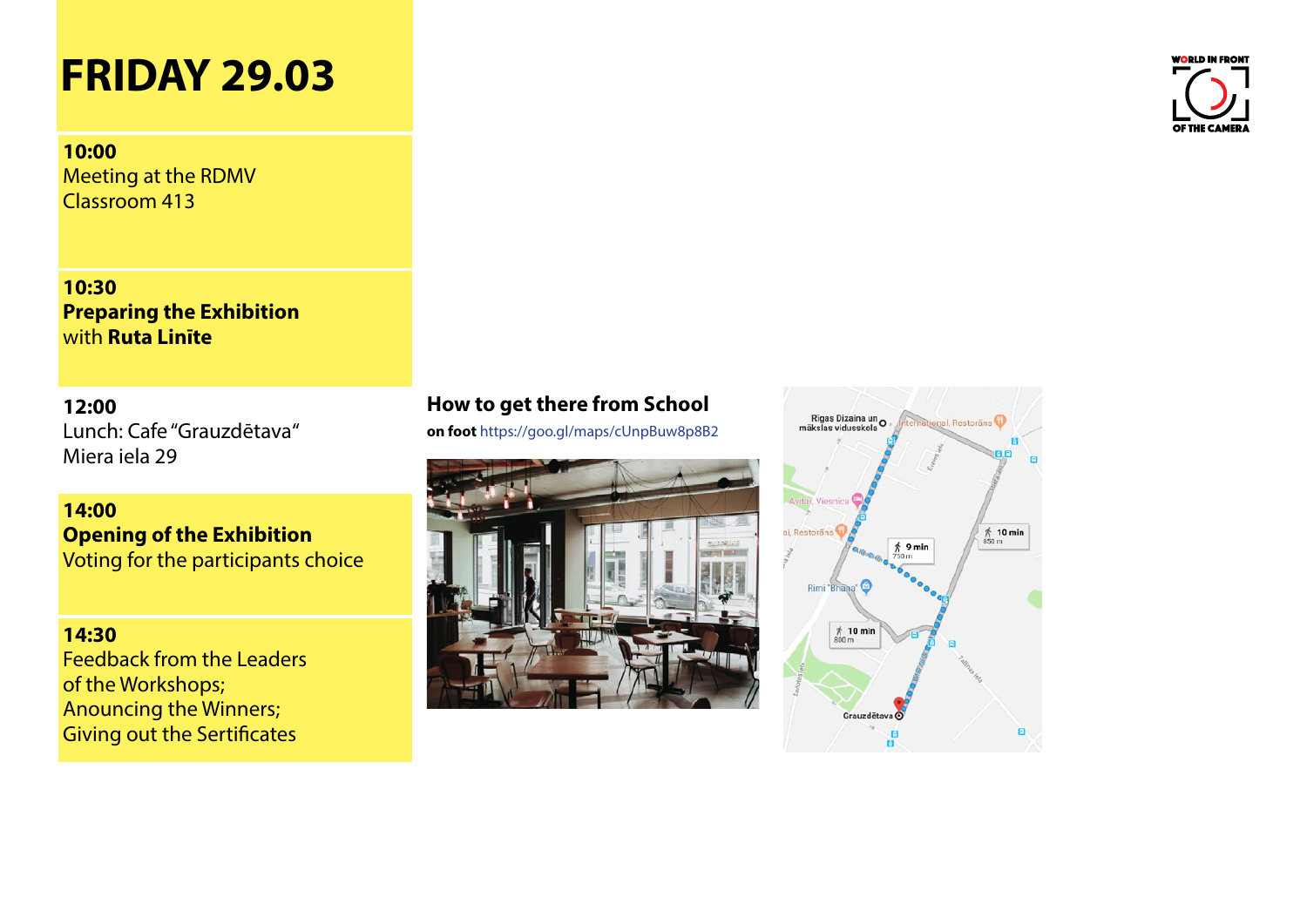# FRIDAY 29.03

**10:00**
Meeting at the RDMV
Classroom 413

**10:30**
**Preparing the Exhibition**
with **Ruta Linīte**

**12:00**
Lunch: Cafe "Grauzdētava"
Miera iela 29

**14:00**
**Opening of the Exhibition**
Voting for the participants choice

**14:30**
Feedback from the Leaders of the Workshops;
Anouncing the Winners;
Giving out the Sertificates

## How to get there from School

**on foot** https://goo.gl/maps/cUnpBuw8p8B2

Rīgas Dizaina un mākslas vidusskola
Grauzdētava
9 min
750 m
10 min
850 m
10 min
800 m